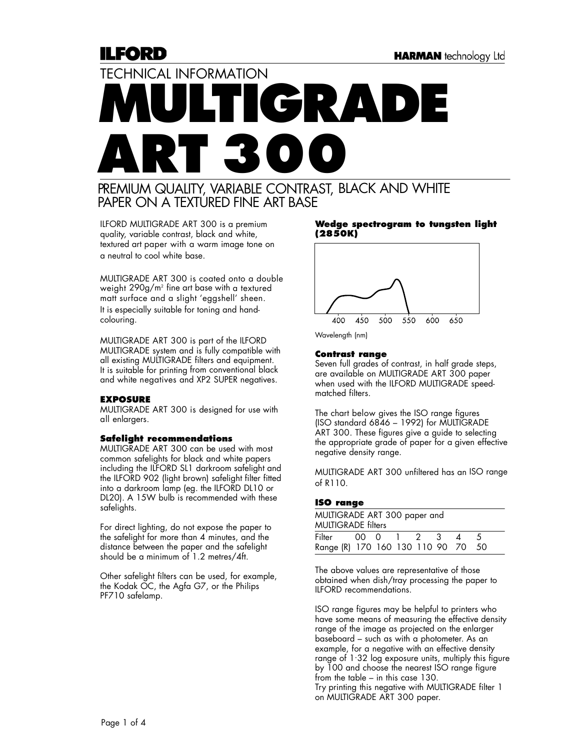ILFORD

HARMAN technology Ltd

TECHNICAL INFORMATION

# MULTIGRADE ART 300

## PREMIUM QUALITY, VARIABLE CONTRAST, BLACK AND WHITE PAPER ON A TEXTURED FINE ART BASE

ILFORD MULTIGRADE ART 300 is a premium quality, variable contrast, black and white, textured art paper with a warm image tone on a neutral to cool white base.

MULTIGRADE ART 300 is coated onto a double weight 290g/m[2] fine art base with a textured matt surface and a slight 'eggshell' sheen. It is especially suitable for toning and hand-colouring.

MULTIGRADE ART 300 is part of the ILFORD MULTIGRADE system and is fully compatible with all existing MULTIGRADE filters and equipment. It is suitable for printing from conventional black and white negatives and XP2 SUPER negatives.

### EXPOSURE

MULTIGRADE ART 300 is designed for use with all enlargers.

#### Safelight recommendations

MULTIGRADE ART 300 can be used with most common safelights for black and white papers including the ILFORD SL1 darkroom safelight and the ILFORD 902 (light brown) safelight filter fitted into a darkroom lamp (eg. the ILFORD DL10 or DL20). A 15W bulb is recommended with these safelights.

For direct lighting, do not expose the paper to the safelight for more than 4 minutes, and the distance between the paper and the safelight should be a minimum of 1.2 metres/4ft.

Other safelight filters can be used, for example, the Kodak OC, the Agfa G7, or the Philips PF710 safelamp.

#### Wedge spectrogram to tungsten light (2850K)

400 450 500 550 600 650

Wavelength (nm)

#### Contrast range

Seven full grades of contrast, in half grade steps, are available on MULTIGRADE ART 300 paper when used with the ILFORD MULTIGRADE speed-matched filters.

The chart below gives the ISO range figures (ISO standard 6846 – 1992) for MULTIGRADE ART 300. These figures give a guide to selecting the appropriate grade of paper for a given effective negative density range.

MULTIGRADE ART 300 unfiltered has an ISO range of R110.

#### ISO range

MULTIGRADE ART 300 paper and MULTIGRADE filters

| Filter | 00 | 0 | 1 | 2 | 3 | 4 | 5 |
|---|---|---|---|---|---|---|---|
| Range (R) | 170 | 160 | 130 | 110 | 90 | 70 | 50 |

The above values are representative of those obtained when dish/tray processing the paper to ILFORD recommendations.

ISO range figures may be helpful to printers who have some means of measuring the effective density range of the image as projected on the enlarger baseboard – such as with a photometer. As an example, for a negative with an effective density range of 1·32 log exposure units, multiply this figure by 100 and choose the nearest ISO range figure from the table – in this case 130.
Try printing this negative with MULTIGRADE filter 1 on MULTIGRADE ART 300 paper.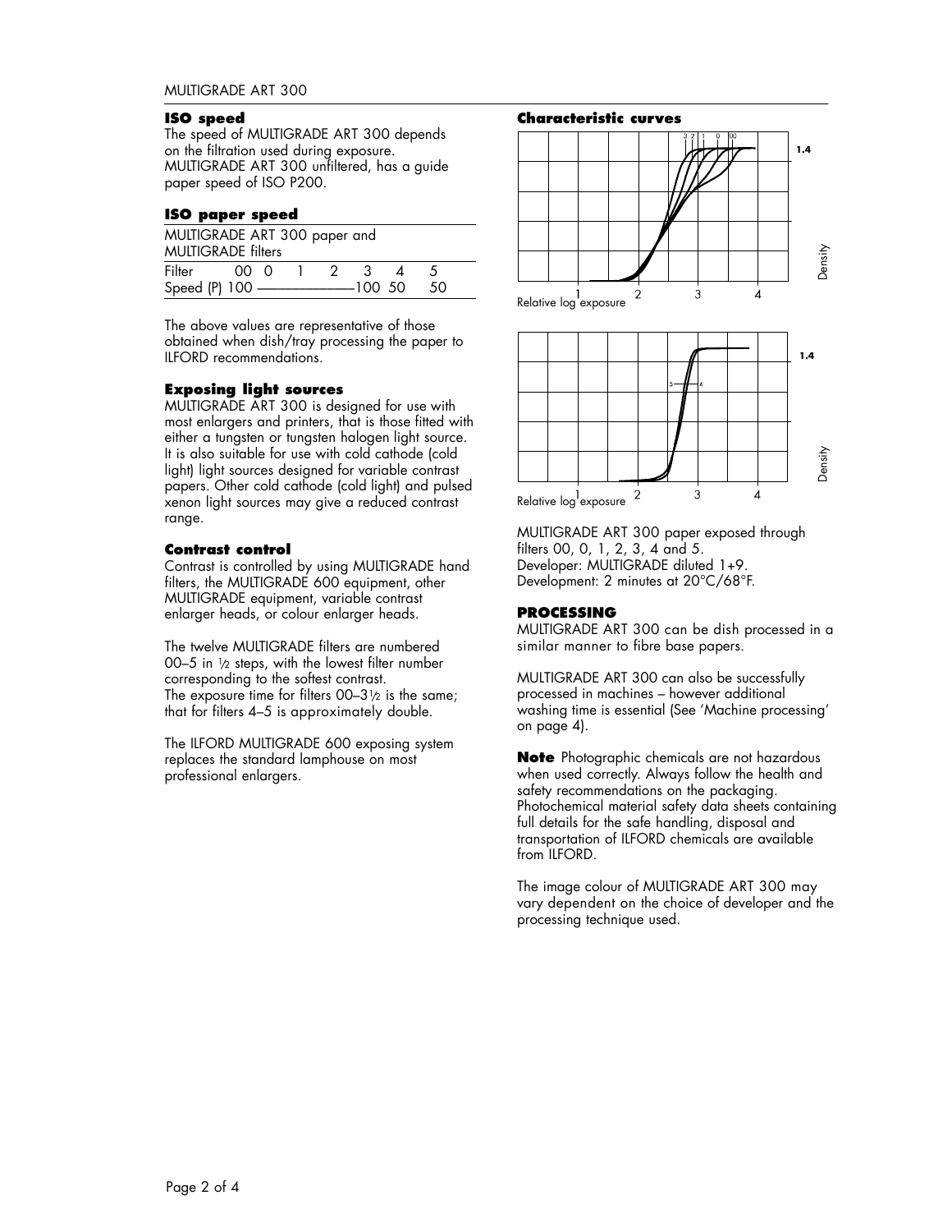## ISO speed

The speed of MULTIGRADE ART 300 depends on the filtration used during exposure. MULTIGRADE ART 300 unfiltered, has a guide paper speed of ISO P200.

## ISO paper speed

MULTIGRADE ART 300 paper and MULTIGRADE filters

| Filter | 00 | 0 | 1 | 2 | 3 | 4 | 5 |
|---|---|---|---|---|---|---|---|
| Speed (P) | 100 | — | — | — | 100 | 50 | 50 |

The above values are representative of those obtained when dish/tray processing the paper to ILFORD recommendations.

## Exposing light sources

MULTIGRADE ART 300 is designed for use with most enlargers and printers, that is those fitted with either a tungsten or tungsten halogen light source. It is also suitable for use with cold cathode (cold light) light sources designed for variable contrast papers. Other cold cathode (cold light) and pulsed xenon light sources may give a reduced contrast range.

## Contrast control

Contrast is controlled by using MULTIGRADE hand filters, the MULTIGRADE 600 equipment, other MULTIGRADE equipment, variable contrast enlarger heads, or colour enlarger heads.

The twelve MULTIGRADE filters are numbered 00–5 in ½ steps, with the lowest filter number corresponding to the softest contrast. The exposure time for filters 00–3½ is the same; that for filters 4–5 is approximately double.

The ILFORD MULTIGRADE 600 exposing system replaces the standard lamphouse on most professional enlargers.

## Characteristic curves

MULTIGRADE ART 300 paper exposed through filters 00, 0, 1, 2, 3, 4 and 5.
Developer: MULTIGRADE diluted 1+9.
Development: 2 minutes at 20°C/68°F.

## PROCESSING

MULTIGRADE ART 300 can be dish processed in a similar manner to fibre base papers.

MULTIGRADE ART 300 can also be successfully processed in machines – however additional washing time is essential (See 'Machine processing' on page 4).

**Note** Photographic chemicals are not hazardous when used correctly. Always follow the health and safety recommendations on the packaging. Photochemical material safety data sheets containing full details for the safe handling, disposal and transportation of ILFORD chemicals are available from ILFORD.

The image colour of MULTIGRADE ART 300 may vary dependent on the choice of developer and the processing technique used.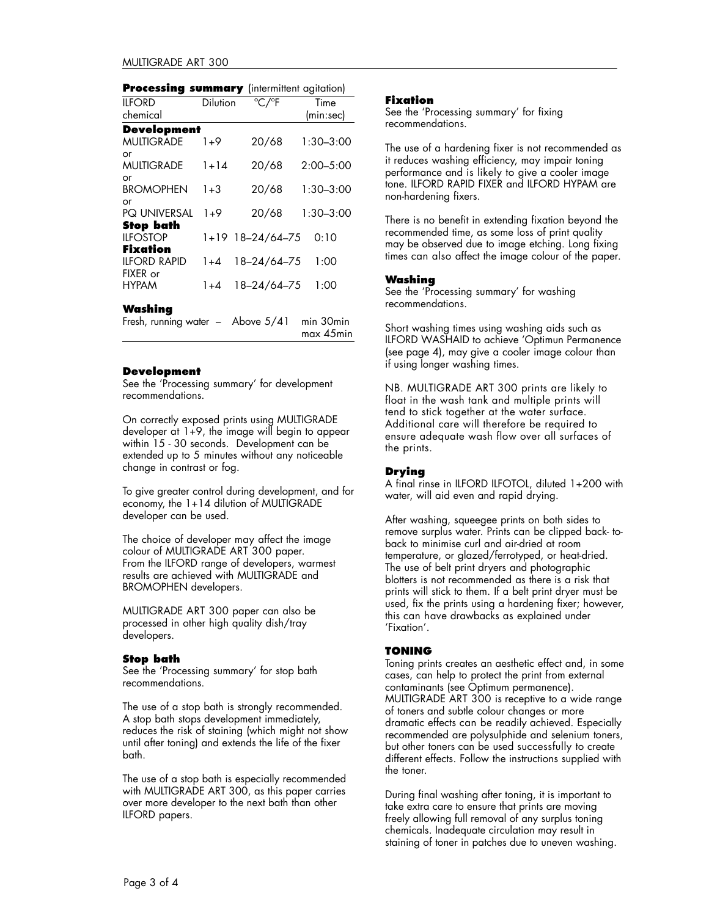**Processing summary** (intermittent agitation)

| ILFORD chemical | Dilution | °C/°F | Time (min:sec) |
|---|---|---|---|
| **Development** | | | |
| MULTIGRADE | 1+9 | 20/68 | 1:30–3:00 |
| or | | | |
| MULTIGRADE | 1+14 | 20/68 | 2:00–5:00 |
| or | | | |
| BROMOPHEN | 1+3 | 20/68 | 1:30–3:00 |
| or | | | |
| PQ UNIVERSAL | 1+9 | 20/68 | 1:30–3:00 |
| **Stop bath** | | | |
| ILFOSTOP | 1+19 | 18–24/64–75 | 0:10 |
| **Fixation** | | | |
| ILFORD RAPID FIXER or | 1+4 | 18–24/64–75 | 1:00 |
| HYPAM | 1+4 | 18–24/64–75 | 1:00 |
| **Washing** | | | |
| Fresh, running water | – | Above 5/41 | min 30min max 45min |

### Development

See the 'Processing summary' for development recommendations.

On correctly exposed prints using MULTIGRADE developer at 1+9, the image will begin to appear within 15 - 30 seconds. Development can be extended up to 5 minutes without any noticeable change in contrast or fog.

To give greater control during development, and for economy, the 1+14 dilution of MULTIGRADE developer can be used.

The choice of developer may affect the image colour of MULTIGRADE ART 300 paper. From the ILFORD range of developers, warmest results are achieved with MULTIGRADE and BROMOPHEN developers.

MULTIGRADE ART 300 paper can also be processed in other high quality dish/tray developers.

### Stop bath

See the 'Processing summary' for stop bath recommendations.

The use of a stop bath is strongly recommended. A stop bath stops development immediately, reduces the risk of staining (which might not show until after toning) and extends the life of the fixer bath.

The use of a stop bath is especially recommended with MULTIGRADE ART 300, as this paper carries over more developer to the next bath than other ILFORD papers.

### Fixation

See the 'Processing summary' for fixing recommendations.

The use of a hardening fixer is not recommended as it reduces washing efficiency, may impair toning performance and is likely to give a cooler image tone. ILFORD RAPID FIXER and ILFORD HYPAM are non-hardening fixers.

There is no benefit in extending fixation beyond the recommended time, as some loss of print quality may be observed due to image etching. Long fixing times can also affect the image colour of the paper.

### Washing

See the 'Processing summary' for washing recommendations.

Short washing times using washing aids such as ILFORD WASHAID to achieve 'Optimun Permanence (see page 4), may give a cooler image colour than if using longer washing times.

NB. MULTIGRADE ART 300 prints are likely to float in the wash tank and multiple prints will tend to stick together at the water surface. Additional care will therefore be required to ensure adequate wash flow over all surfaces of the prints.

### Drying

A final rinse in ILFORD ILFOTOL, diluted 1+200 with water, will aid even and rapid drying.

After washing, squeegee prints on both sides to remove surplus water. Prints can be clipped back- to-back to minimise curl and air-dried at room temperature, or glazed/ferrotyped, or heat-dried. The use of belt print dryers and photographic blotters is not recommended as there is a risk that prints will stick to them. If a belt print dryer must be used, fix the prints using a hardening fixer; however, this can have drawbacks as explained under 'Fixation'.

## TONING

Toning prints creates an aesthetic effect and, in some cases, can help to protect the print from external contaminants (see Optimum permanence). MULTIGRADE ART 300 is receptive to a wide range of toners and subtle colour changes or more dramatic effects can be readily achieved. Especially recommended are polysulphide and selenium toners, but other toners can be used successfully to create different effects. Follow the instructions supplied with the toner.

During final washing after toning, it is important to take extra care to ensure that prints are moving freely allowing full removal of any surplus toning chemicals. Inadequate circulation may result in staining of toner in patches due to uneven washing.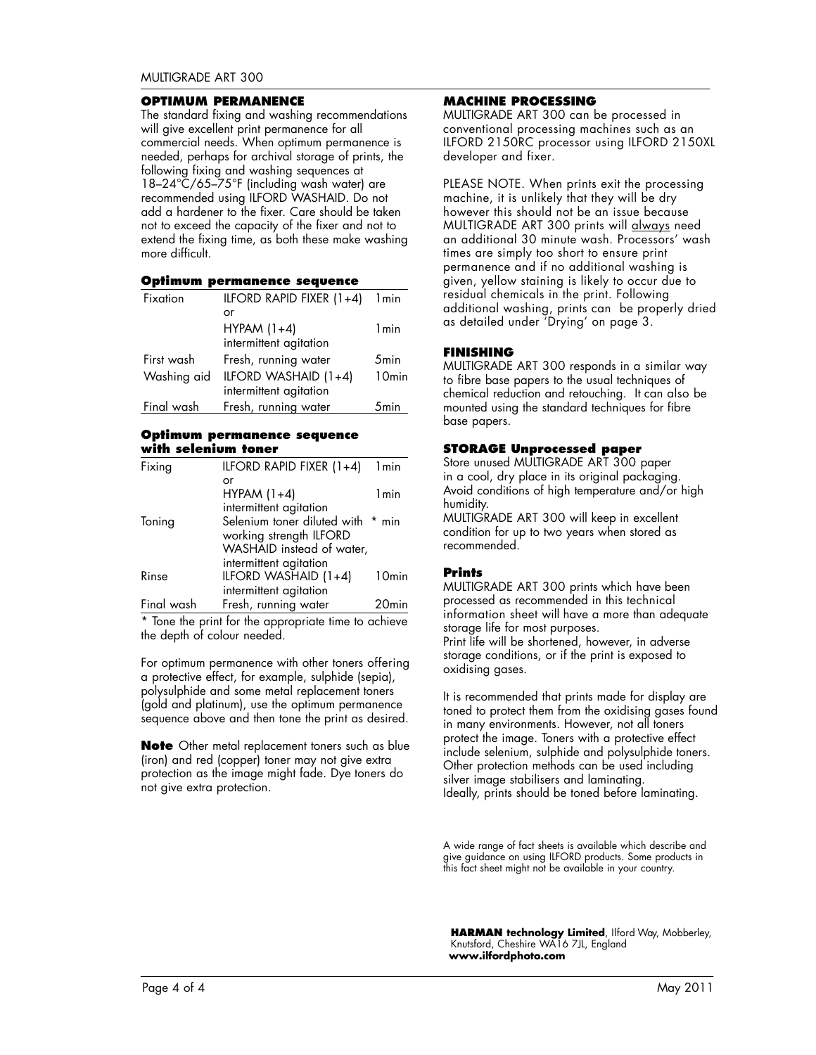## OPTIMUM PERMANENCE

The standard fixing and washing recommendations will give excellent print permanence for all commercial needs. When optimum permanence is needed, perhaps for archival storage of prints, the following fixing and washing sequences at 18–24°C/65–75°F (including wash water) are recommended using ILFORD WASHAID. Do not add a hardener to the fixer. Care should be taken not to exceed the capacity of the fixer and not to extend the fixing time, as both these make washing more difficult.

### Optimum permanence sequence

| | | |
|---|---|---|
| Fixation | ILFORD RAPID FIXER (1+4) or | 1min |
| | HYPAM (1+4) intermittent agitation | 1min |
| First wash | Fresh, running water | 5min |
| Washing aid | ILFORD WASHAID (1+4) intermittent agitation | 10min |
| Final wash | Fresh, running water | 5min |

### Optimum permanence sequence with selenium toner

| | | |
|---|---|---|
| Fixing | ILFORD RAPID FIXER (1+4) or | 1min |
| | HYPAM (1+4) intermittent agitation | 1min |
| Toning | Selenium toner diluted with working strength ILFORD WASHAID instead of water, intermittent agitation | * min |
| Rinse | ILFORD WASHAID (1+4) intermittent agitation | 10min |
| Final wash | Fresh, running water | 20min |

* Tone the print for the appropriate time to achieve the depth of colour needed.

For optimum permanence with other toners offering a protective effect, for example, sulphide (sepia), polysulphide and some metal replacement toners (gold and platinum), use the optimum permanence sequence above and then tone the print as desired.

**Note** Other metal replacement toners such as blue (iron) and red (copper) toner may not give extra protection as the image might fade. Dye toners do not give extra protection.

## MACHINE PROCESSING

MULTIGRADE ART 300 can be processed in conventional processing machines such as an ILFORD 2150RC processor using ILFORD 2150XL developer and fixer.

PLEASE NOTE. When prints exit the processing machine, it is unlikely that they will be dry however this should not be an issue because MULTIGRADE ART 300 prints will <u>always</u> need an additional 30 minute wash. Processors' wash times are simply too short to ensure print permanence and if no additional washing is given, yellow staining is likely to occur due to residual chemicals in the print. Following additional washing, prints can be properly dried as detailed under 'Drying' on page 3.

## FINISHING

MULTIGRADE ART 300 responds in a similar way to fibre base papers to the usual techniques of chemical reduction and retouching. It can also be mounted using the standard techniques for fibre base papers.

## STORAGE Unprocessed paper

Store unused MULTIGRADE ART 300 paper in a cool, dry place in its original packaging. Avoid conditions of high temperature and/or high humidity.

MULTIGRADE ART 300 will keep in excellent condition for up to two years when stored as recommended.

### Prints

MULTIGRADE ART 300 prints which have been processed as recommended in this technical information sheet will have a more than adequate storage life for most purposes.

Print life will be shortened, however, in adverse storage conditions, or if the print is exposed to oxidising gases.

It is recommended that prints made for display are toned to protect them from the oxidising gases found in many environments. However, not all toners protect the image. Toners with a protective effect include selenium, sulphide and polysulphide toners. Other protection methods can be used including silver image stabilisers and laminating.

Ideally, prints should be toned before laminating.

A wide range of fact sheets is available which describe and give guidance on using ILFORD products. Some products in this fact sheet might not be available in your country.

**HARMAN technology Limited**, Ilford Way, Mobberley, Knutsford, Cheshire WA16 7JL, England
**www.ilfordphoto.com**

May 2011